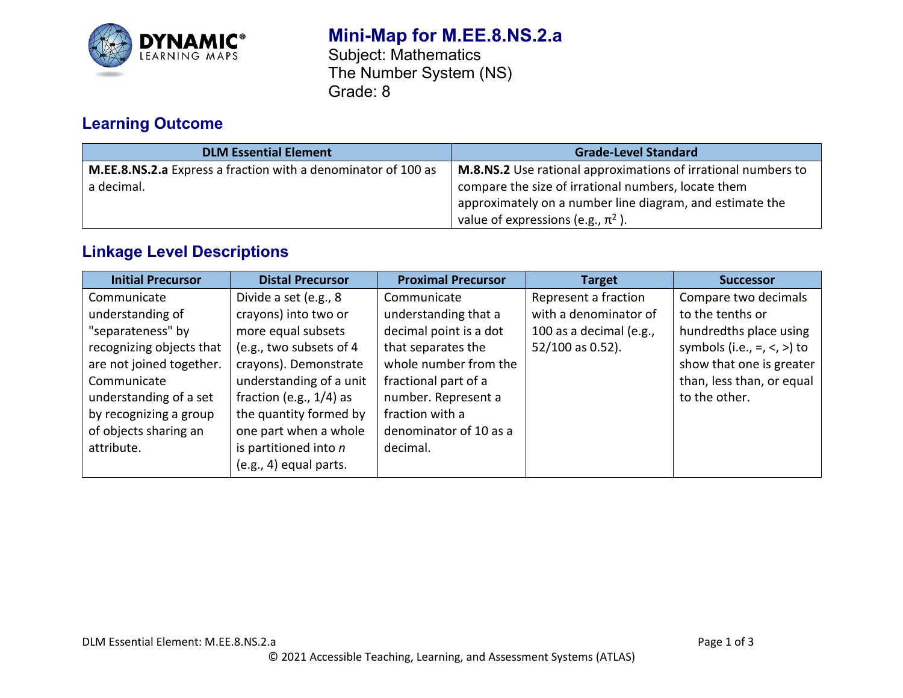# Mini-Map for M.EE.8.NS.2.a

Subject: Mathematics
The Number System (NS)
Grade: 8

## Learning Outcome

| DLM Essential Element | Grade-Level Standard |
|---|---|
| **M.EE.8.NS.2.a** Express a fraction with a denominator of 100 as a decimal. | **M.8.NS.2** Use rational approximations of irrational numbers to compare the size of irrational numbers, locate them approximately on a number line diagram, and estimate the value of expressions (e.g., $\pi^2$ ). |

## Linkage Level Descriptions

| Initial Precursor | Distal Precursor | Proximal Precursor | Target | Successor |
|---|---|---|---|---|
| Communicate understanding of "separateness" by recognizing objects that are not joined together. Communicate understanding of a set by recognizing a group of objects sharing an attribute. | Divide a set (e.g., 8 crayons) into two or more equal subsets (e.g., two subsets of 4 crayons). Demonstrate understanding of a unit fraction (e.g., 1/4) as the quantity formed by one part when a whole is partitioned into *n* (e.g., 4) equal parts. | Communicate understanding that a decimal point is a dot that separates the whole number from the fractional part of a number. Represent a fraction with a denominator of 10 as a decimal. | Represent a fraction with a denominator of 100 as a decimal (e.g., 52/100 as 0.52). | Compare two decimals to the tenths or hundredths place using symbols (i.e., =, <, >) to show that one is greater than, less than, or equal to the other. |

DLM Essential Element: M.EE.8.NS.2.a

© 2021 Accessible Teaching, Learning, and Assessment Systems (ATLAS)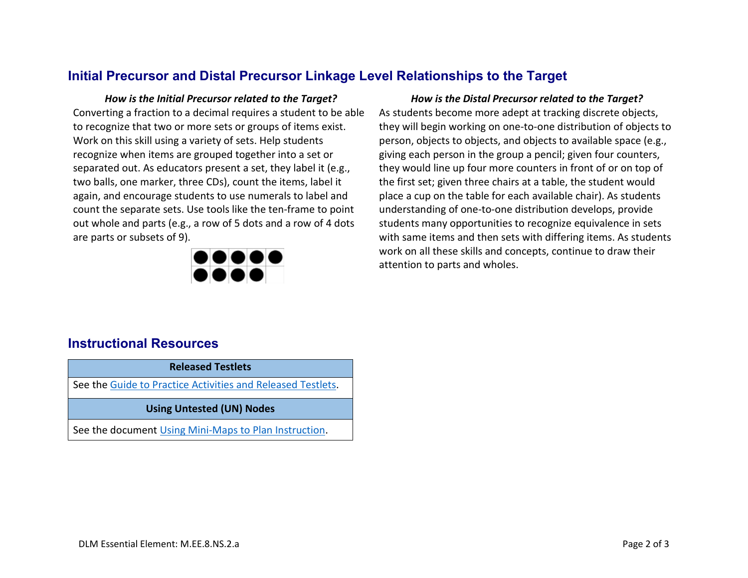## Initial Precursor and Distal Precursor Linkage Level Relationships to the Target

***How is the Initial Precursor related to the Target?***

Converting a fraction to a decimal requires a student to be able to recognize that two or more sets or groups of items exist. Work on this skill using a variety of sets. Help students recognize when items are grouped together into a set or separated out. As educators present a set, they label it (e.g., two balls, one marker, three CDs), count the items, label it again, and encourage students to use numerals to label and count the separate sets. Use tools like the ten-frame to point out whole and parts (e.g., a row of 5 dots and a row of 4 dots are parts or subsets of 9).

***How is the Distal Precursor related to the Target?***

As students become more adept at tracking discrete objects, they will begin working on one-to-one distribution of objects to person, objects to objects, and objects to available space (e.g., giving each person in the group a pencil; given four counters, they would line up four more counters in front of or on top of the first set; given three chairs at a table, the student would place a cup on the table for each available chair). As students understanding of one-to-one distribution develops, provide students many opportunities to recognize equivalence in sets with same items and then sets with differing items. As students work on all these skills and concepts, continue to draw their attention to parts and wholes.

## Instructional Resources

| Released Testlets |
|---|
| See the Guide to Practice Activities and Released Testlets. |
| **Using Untested (UN) Nodes** |
| See the document Using Mini-Maps to Plan Instruction. |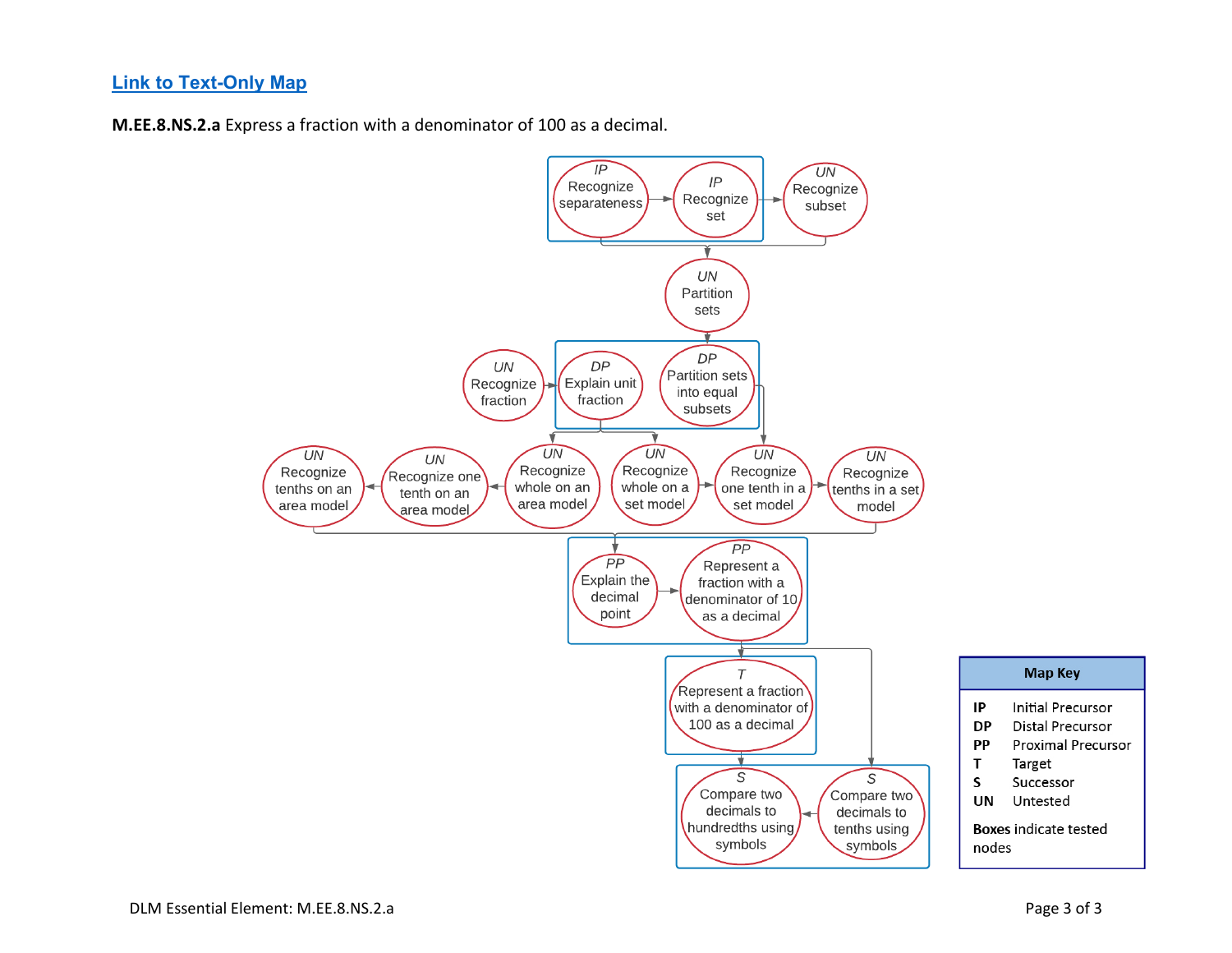[Link to Text-Only Map]

**M.EE.8.NS.2.a** Express a fraction with a denominator of 100 as a decimal.

IP
Recognize separateness

IP
Recognize set

UN
Recognize subset

UN
Partition sets

UN
Recognize fraction

DP
Explain unit fraction

DP
Partition sets into equal subsets

UN
Recognize tenths on an area model

UN
Recognize one tenth on an area model

UN
Recognize whole on an area model

UN
Recognize whole on a set model

UN
Recognize one tenth in a set model

UN
Recognize tenths in a set model

PP
Explain the decimal point

PP
Represent a fraction with a denominator of 10 as a decimal

T
Represent a fraction with a denominator of 100 as a decimal

S
Compare two decimals to hundredths using symbols

S
Compare two decimals to tenths using symbols

| Map Key | |
|---|---|
| **IP** | Initial Precursor |
| **DP** | Distal Precursor |
| **PP** | Proximal Precursor |
| **T** | Target |
| **S** | Successor |
| **UN** | Untested |

**Boxes** indicate tested nodes

DLM Essential Element: M.EE.8.NS.2.a